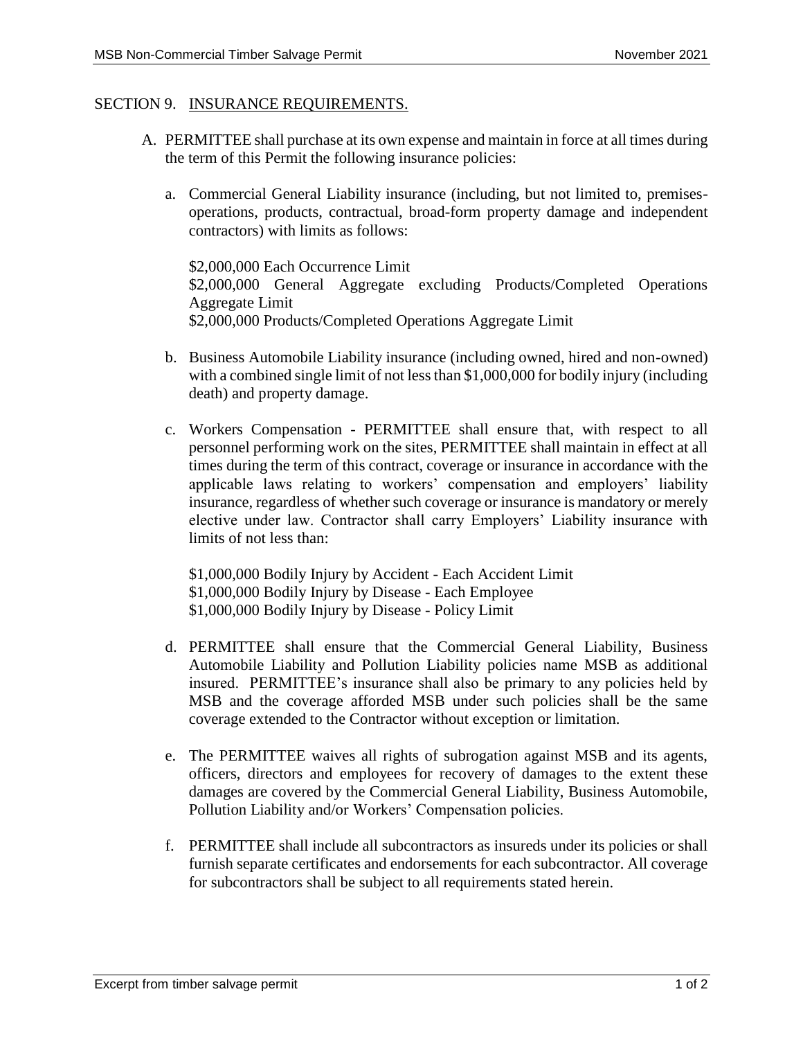## SECTION 9. INSURANCE REQUIREMENTS.

A. PERMITTEE shall purchase at its own expense and maintain in force at all times during the term of this Permit the following insurance policies:

   a. Commercial General Liability insurance (including, but not limited to, premises-operations, products, contractual, broad-form property damage and independent contractors) with limits as follows:

      $2,000,000 Each Occurrence Limit
      $2,000,000 General Aggregate excluding Products/Completed Operations Aggregate Limit
      $2,000,000 Products/Completed Operations Aggregate Limit

   b. Business Automobile Liability insurance (including owned, hired and non-owned) with a combined single limit of not less than $1,000,000 for bodily injury (including death) and property damage.

   c. Workers Compensation - PERMITTEE shall ensure that, with respect to all personnel performing work on the sites, PERMITTEE shall maintain in effect at all times during the term of this contract, coverage or insurance in accordance with the applicable laws relating to workers' compensation and employers' liability insurance, regardless of whether such coverage or insurance is mandatory or merely elective under law. Contractor shall carry Employers' Liability insurance with limits of not less than:

      $1,000,000 Bodily Injury by Accident - Each Accident Limit
      $1,000,000 Bodily Injury by Disease - Each Employee
      $1,000,000 Bodily Injury by Disease - Policy Limit

   d. PERMITTEE shall ensure that the Commercial General Liability, Business Automobile Liability and Pollution Liability policies name MSB as additional insured. PERMITTEE's insurance shall also be primary to any policies held by MSB and the coverage afforded MSB under such policies shall be the same coverage extended to the Contractor without exception or limitation.

   e. The PERMITTEE waives all rights of subrogation against MSB and its agents, officers, directors and employees for recovery of damages to the extent these damages are covered by the Commercial General Liability, Business Automobile, Pollution Liability and/or Workers' Compensation policies.

   f. PERMITTEE shall include all subcontractors as insureds under its policies or shall furnish separate certificates and endorsements for each subcontractor. All coverage for subcontractors shall be subject to all requirements stated herein.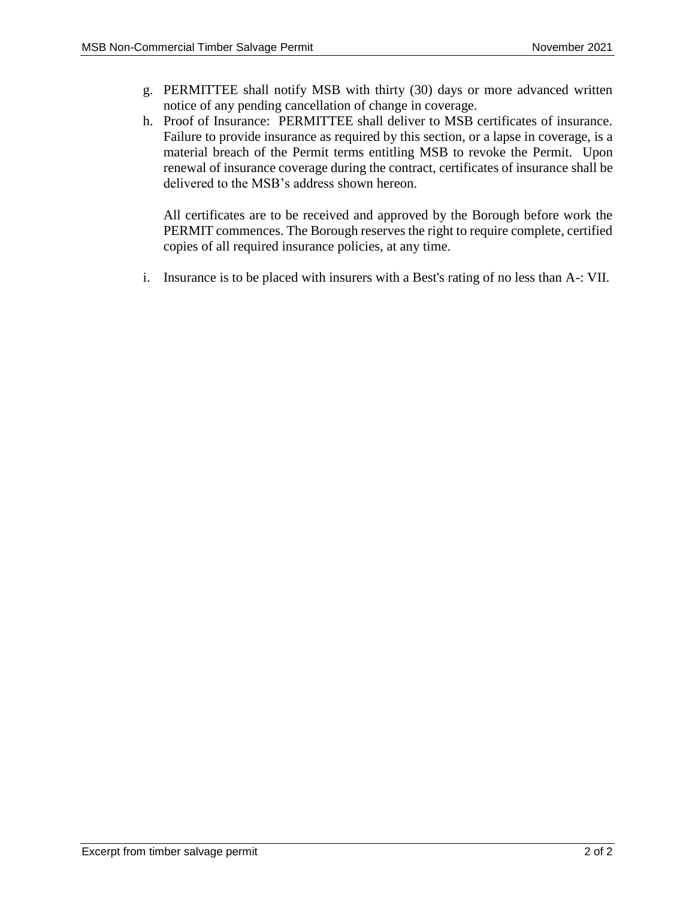g. PERMITTEE shall notify MSB with thirty (30) days or more advanced written notice of any pending cancellation of change in coverage.
h. Proof of Insurance: PERMITTEE shall deliver to MSB certificates of insurance. Failure to provide insurance as required by this section, or a lapse in coverage, is a material breach of the Permit terms entitling MSB to revoke the Permit. Upon renewal of insurance coverage during the contract, certificates of insurance shall be delivered to the MSB's address shown hereon.

   All certificates are to be received and approved by the Borough before work the PERMIT commences. The Borough reserves the right to require complete, certified copies of all required insurance policies, at any time.

i. Insurance is to be placed with insurers with a Best's rating of no less than A-: VII.